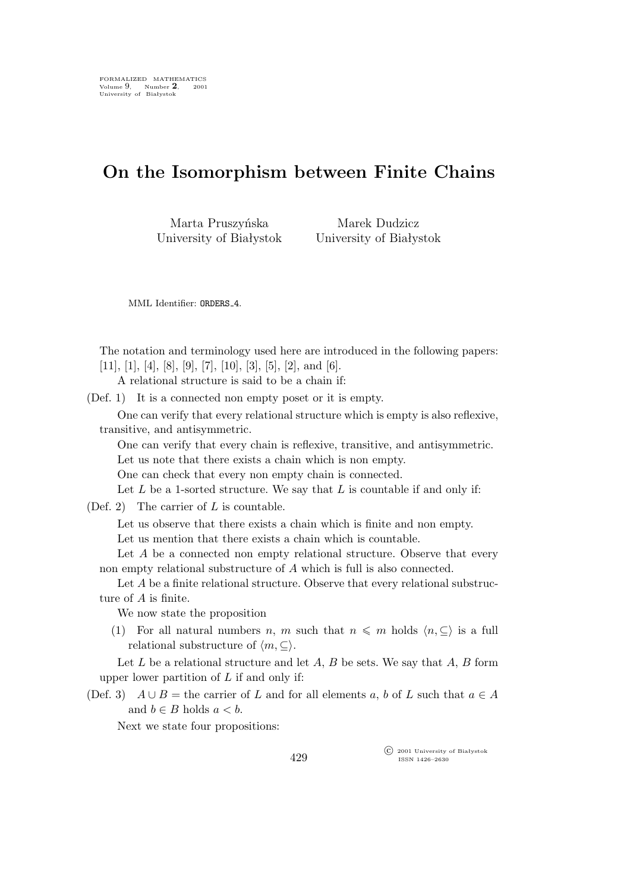# On the Isomorphism between Finite Chains

Marta Pruszyńska
University of Białystok

Marek Dudzicz
University of Białystok

MML Identifier: ORDERS_4.

The notation and terminology used here are introduced in the following papers: [11], [1], [4], [8], [9], [7], [10], [3], [5], [2], and [6].

A relational structure is said to be a chain if:

(Def. 1) It is a connected non empty poset or it is empty.

One can verify that every relational structure which is empty is also reflexive, transitive, and antisymmetric.

One can verify that every chain is reflexive, transitive, and antisymmetric.

Let us note that there exists a chain which is non empty.

One can check that every non empty chain is connected.

Let $L$ be a 1-sorted structure. We say that $L$ is countable if and only if:

(Def. 2) The carrier of $L$ is countable.

Let us observe that there exists a chain which is finite and non empty.

Let us mention that there exists a chain which is countable.

Let $A$ be a connected non empty relational structure. Observe that every non empty relational substructure of $A$ which is full is also connected.

Let $A$ be a finite relational structure. Observe that every relational substructure of $A$ is finite.

We now state the proposition

(1) For all natural numbers $n$, $m$ such that $n \leqslant m$ holds $\langle n, \subseteq \rangle$ is a full relational substructure of $\langle m, \subseteq \rangle$.

Let $L$ be a relational structure and let $A$, $B$ be sets. We say that $A$, $B$ form upper lower partition of $L$ if and only if:

(Def. 3) $A \cup B =$ the carrier of $L$ and for all elements $a$, $b$ of $L$ such that $a \in A$ and $b \in B$ holds $a < b$.

Next we state four propositions: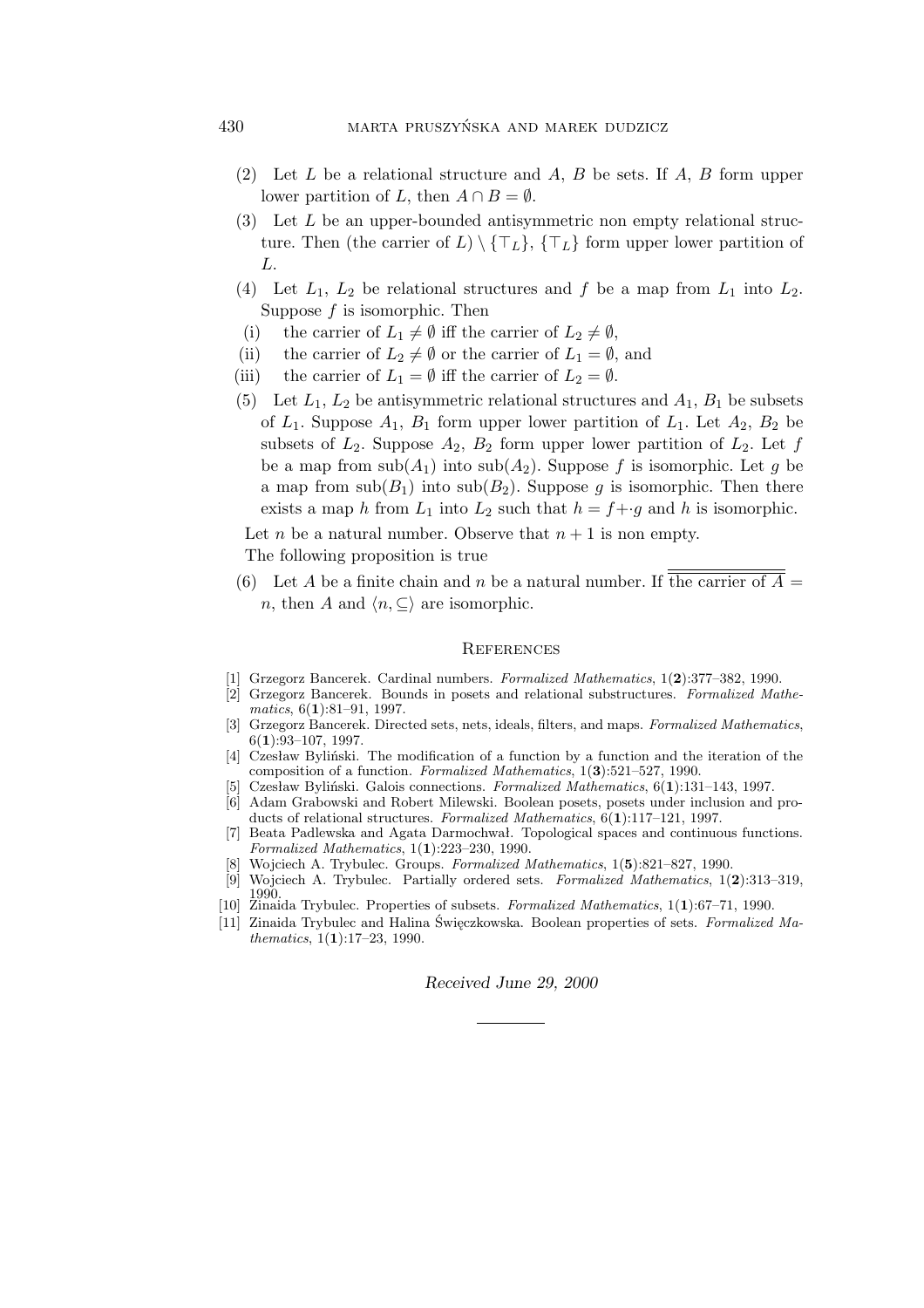(2) Let $L$ be a relational structure and $A$, $B$ be sets. If $A$, $B$ form upper lower partition of $L$, then $A \cap B = \emptyset$.

(3) Let $L$ be an upper-bounded antisymmetric non empty relational structure. Then (the carrier of $L$) $\setminus \{\top_L\}$, $\{\top_L\}$ form upper lower partition of $L$.

(4) Let $L_1$, $L_2$ be relational structures and $f$ be a map from $L_1$ into $L_2$. Suppose $f$ is isomorphic. Then

- (i) the carrier of $L_1 \neq \emptyset$ iff the carrier of $L_2 \neq \emptyset$,
- (ii) the carrier of $L_2 \neq \emptyset$ or the carrier of $L_1 = \emptyset$, and
- (iii) the carrier of $L_1 = \emptyset$ iff the carrier of $L_2 = \emptyset$.

(5) Let $L_1$, $L_2$ be antisymmetric relational structures and $A_1$, $B_1$ be subsets of $L_1$. Suppose $A_1$, $B_1$ form upper lower partition of $L_1$. Let $A_2$, $B_2$ be subsets of $L_2$. Suppose $A_2$, $B_2$ form upper lower partition of $L_2$. Let $f$ be a map from $\mathrm{sub}(A_1)$ into $\mathrm{sub}(A_2)$. Suppose $f$ is isomorphic. Let $g$ be a map from $\mathrm{sub}(B_1)$ into $\mathrm{sub}(B_2)$. Suppose $g$ is isomorphic. Then there exists a map $h$ from $L_1$ into $L_2$ such that $h = f{+\cdot}g$ and $h$ is isomorphic.

Let $n$ be a natural number. Observe that $n+1$ is non empty.

The following proposition is true

(6) Let $A$ be a finite chain and $n$ be a natural number. If $\overline{\overline{\text{the carrier of } A}} = n$, then $A$ and $\langle n, \subseteq \rangle$ are isomorphic.

## References

[1] Grzegorz Bancerek. Cardinal numbers. *Formalized Mathematics*, 1(**2**):377–382, 1990.

[2] Grzegorz Bancerek. Bounds in posets and relational substructures. *Formalized Mathematics*, 6(**1**):81–91, 1997.

[3] Grzegorz Bancerek. Directed sets, nets, ideals, filters, and maps. *Formalized Mathematics*, 6(**1**):93–107, 1997.

[4] Czesław Byliński. The modification of a function by a function and the iteration of the composition of a function. *Formalized Mathematics*, 1(**3**):521–527, 1990.

[5] Czesław Byliński. Galois connections. *Formalized Mathematics*, 6(**1**):131–143, 1997.

[6] Adam Grabowski and Robert Milewski. Boolean posets, posets under inclusion and products of relational structures. *Formalized Mathematics*, 6(**1**):117–121, 1997.

[7] Beata Padlewska and Agata Darmochwał. Topological spaces and continuous functions. *Formalized Mathematics*, 1(**1**):223–230, 1990.

[8] Wojciech A. Trybulec. Groups. *Formalized Mathematics*, 1(**5**):821–827, 1990.

[9] Wojciech A. Trybulec. Partially ordered sets. *Formalized Mathematics*, 1(**2**):313–319, 1990.

[10] Zinaida Trybulec. Properties of subsets. *Formalized Mathematics*, 1(**1**):67–71, 1990.

[11] Zinaida Trybulec and Halina Święczkowska. Boolean properties of sets. *Formalized Mathematics*, 1(**1**):17–23, 1990.

*Received June 29, 2000*